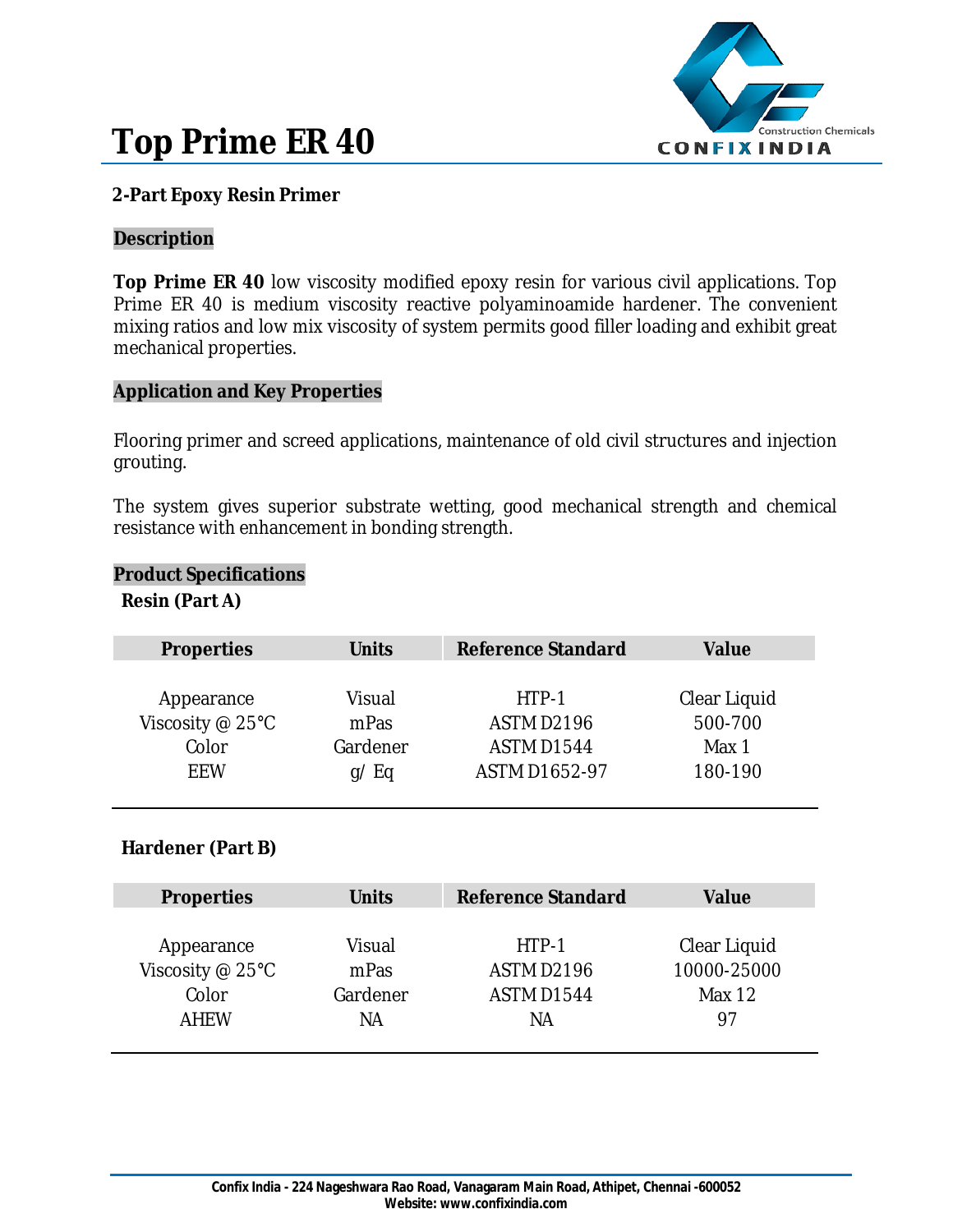# Top Prime ER 40

**2-Part Epoxy Resin Primer**

## Description

**Top Prime ER 40** low viscosity modified epoxy resin for various civil applications. Top Prime ER 40 is medium viscosity reactive polyaminoamide hardener. The convenient mixing ratios and low mix viscosity of system permits good filler loading and exhibit great mechanical properties.

## Application and Key Properties

Flooring primer and screed applications, maintenance of old civil structures and injection grouting.

The system gives superior substrate wetting, good mechanical strength and chemical resistance with enhancement in bonding strength.

## Product Specifications

### Resin (Part A)

| Properties | Units | Reference Standard | Value |
|---|---|---|---|
| Appearance | Visual | HTP-1 | Clear Liquid |
| Viscosity @ 25°C | mPas | ASTM D2196 | 500-700 |
| Color | Gardener | ASTM D1544 | Max 1 |
| EEW | g/ Eq | ASTM D1652-97 | 180-190 |

### Hardener (Part B)

| Properties | Units | Reference Standard | Value |
|---|---|---|---|
| Appearance | Visual | HTP-1 | Clear Liquid |
| Viscosity @ 25°C | mPas | ASTM D2196 | 10000-25000 |
| Color | Gardener | ASTM D1544 | Max 12 |
| AHEW | NA | NA | 97 |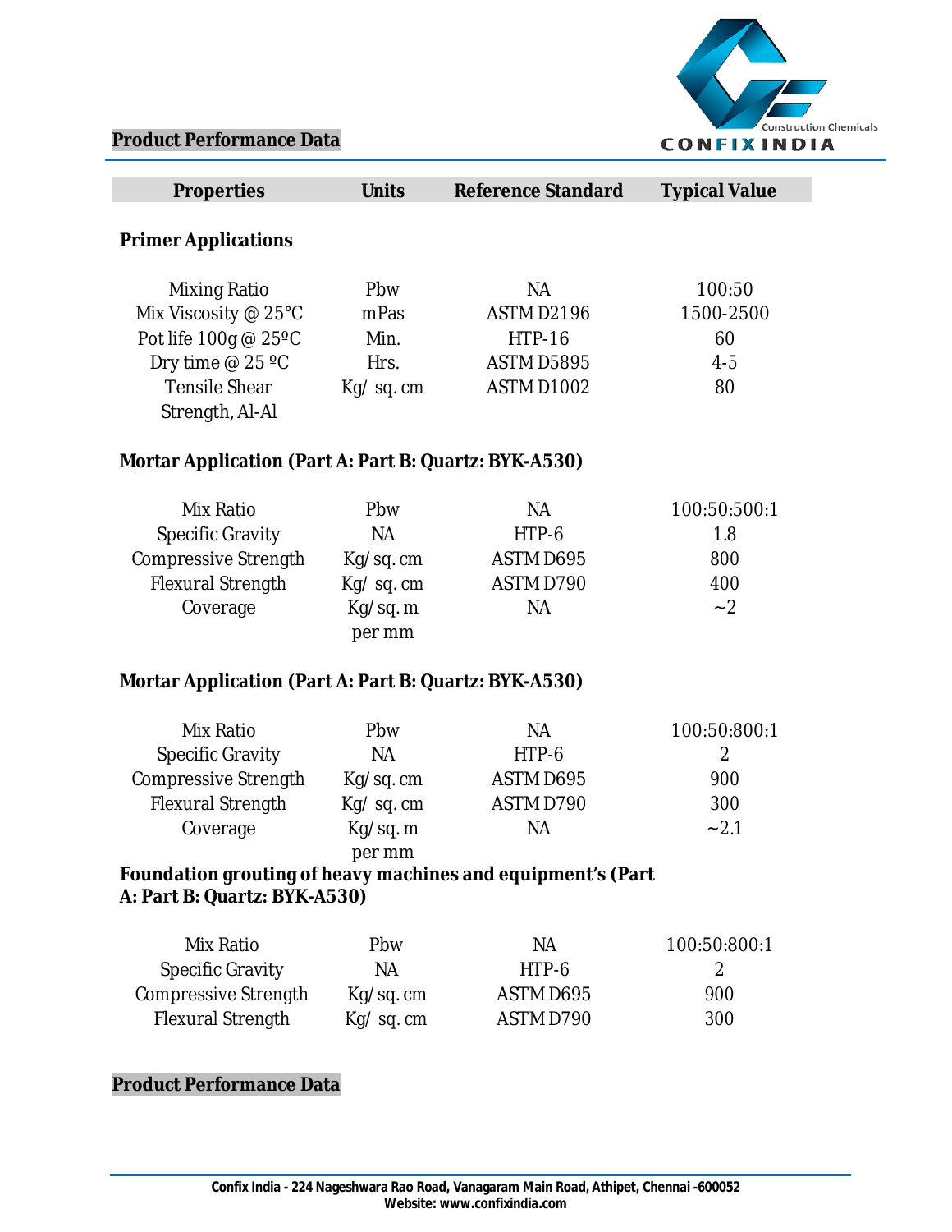## Product Performance Data

| Properties | Units | Reference Standard | Typical Value |
|---|---|---|---|
| **Primer Applications** | | | |
| Mixing Ratio | Pbw | NA | 100:50 |
| Mix Viscosity @ 25°C | mPas | ASTM D2196 | 1500-2500 |
| Pot life 100g @ 25ºC | Min. | HTP-16 | 60 |
| Dry time @ 25 ºC | Hrs. | ASTM D5895 | 4-5 |
| Tensile Shear Strength, Al-Al | Kg/ sq. cm | ASTM D1002 | 80 |
| **Mortar Application (Part A: Part B: Quartz: BYK-A530)** | | | |
| Mix Ratio | Pbw | NA | 100:50:500:1 |
| Specific Gravity | NA | HTP-6 | 1.8 |
| Compressive Strength | Kg/sq. cm | ASTM D695 | 800 |
| Flexural Strength | Kg/ sq. cm | ASTM D790 | 400 |
| Coverage | Kg/sq. m per mm | NA | ~2 |
| **Mortar Application (Part A: Part B: Quartz: BYK-A530)** | | | |
| Mix Ratio | Pbw | NA | 100:50:800:1 |
| Specific Gravity | NA | HTP-6 | 2 |
| Compressive Strength | Kg/sq. cm | ASTM D695 | 900 |
| Flexural Strength | Kg/ sq. cm | ASTM D790 | 300 |
| Coverage | Kg/sq. m per mm | NA | ~2.1 |
| **Foundation grouting of heavy machines and equipment's (Part A: Part B: Quartz: BYK-A530)** | | | |
| Mix Ratio | Pbw | NA | 100:50:800:1 |
| Specific Gravity | NA | HTP-6 | 2 |
| Compressive Strength | Kg/sq. cm | ASTM D695 | 900 |
| Flexural Strength | Kg/ sq. cm | ASTM D790 | 300 |

## Product Performance Data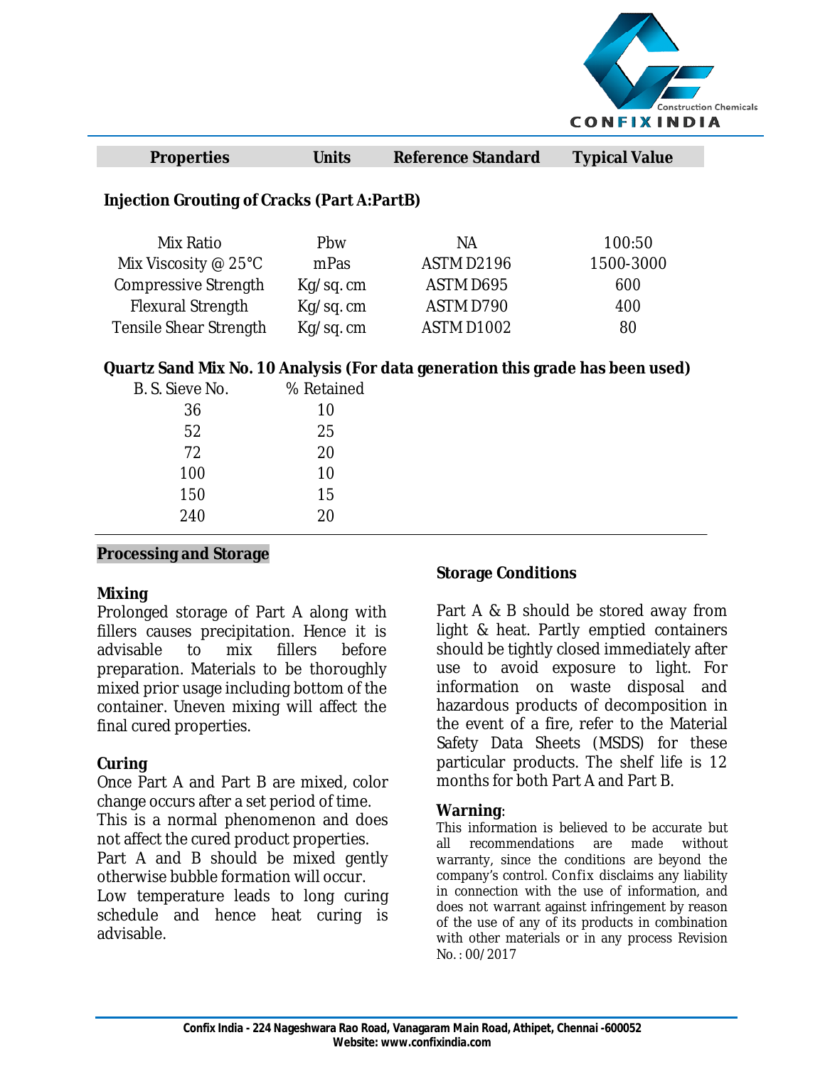| Properties | Units | Reference Standard | Typical Value |
|---|---|---|---|
| **Injection Grouting of Cracks (Part A:PartB)** | | | |
| Mix Ratio | Pbw | NA | 100:50 |
| Mix Viscosity @ 25°C | mPas | ASTM D2196 | 1500-3000 |
| Compressive Strength | Kg/sq. cm | ASTM D695 | 600 |
| Flexural Strength | Kg/sq. cm | ASTM D790 | 400 |
| Tensile Shear Strength | Kg/sq. cm | ASTM D1002 | 80 |

**Quartz Sand Mix No. 10 Analysis (For data generation this grade has been used)**

| B. S. Sieve No. | % Retained |
|---|---|
| 36 | 10 |
| 52 | 25 |
| 72 | 20 |
| 100 | 10 |
| 150 | 15 |
| 240 | 20 |

## Processing and Storage

### Mixing

Prolonged storage of Part A along with fillers causes precipitation. Hence it is advisable to mix fillers before preparation. Materials to be thoroughly mixed prior usage including bottom of the container. Uneven mixing will affect the final cured properties.

### Curing

Once Part A and Part B are mixed, color change occurs after a set period of time. This is a normal phenomenon and does not affect the cured product properties. Part A and B should be mixed gently otherwise bubble formation will occur. Low temperature leads to long curing schedule and hence heat curing is advisable.

### Storage Conditions

Part A & B should be stored away from light & heat. Partly emptied containers should be tightly closed immediately after use to avoid exposure to light. For information on waste disposal and hazardous products of decomposition in the event of a fire, refer to the Material Safety Data Sheets (MSDS) for these particular products. The shelf life is 12 months for both Part A and Part B.

**Warning**:

This information is believed to be accurate but all recommendations are made without warranty, since the conditions are beyond the company's control. Confix disclaims any liability in connection with the use of information, and does not warrant against infringement by reason of the use of any of its products in combination with other materials or in any process Revision No.: 00/2017